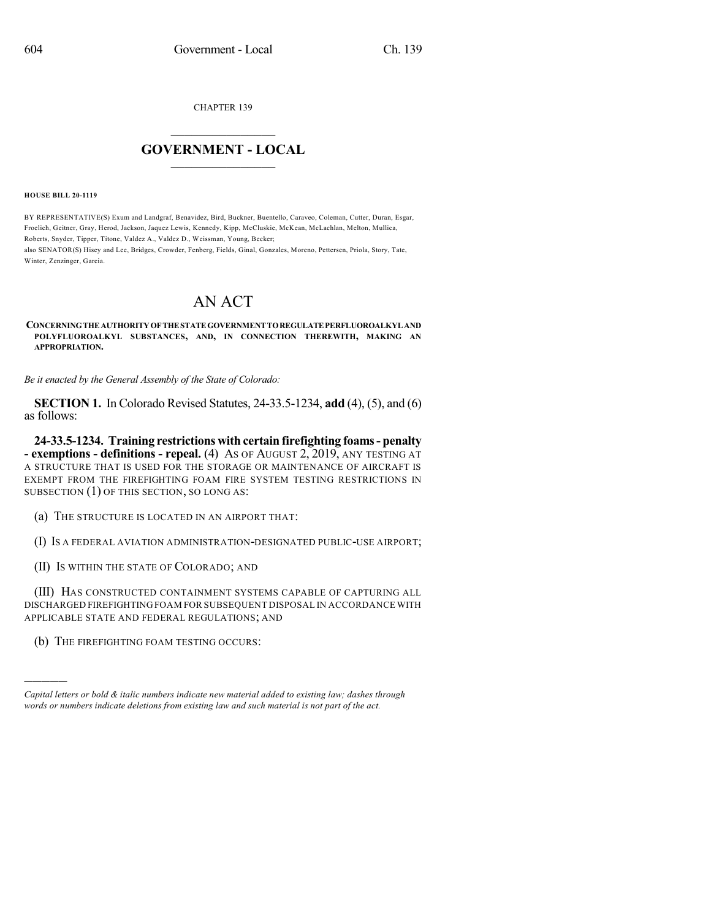CHAPTER 139

# GOVERNMENT - LOCAL

**HOUSE BILL 20-1119**

BY REPRESENTATIVE(S) Exum and Landgraf, Benavidez, Bird, Buckner, Buentello, Caraveo, Coleman, Cutter, Duran, Esgar, Froelich, Geitner, Gray, Herod, Jackson, Jaquez Lewis, Kennedy, Kipp, McCluskie, McKean, McLachlan, Melton, Mullica, Roberts, Snyder, Tipper, Titone, Valdez A., Valdez D., Weissman, Young, Becker;
also SENATOR(S) Hisey and Lee, Bridges, Crowder, Fenberg, Fields, Ginal, Gonzales, Moreno, Pettersen, Priola, Story, Tate, Winter, Zenzinger, Garcia.

# AN ACT

**CONCERNING THE AUTHORITY OF THE STATE GOVERNMENT TO REGULATE PERFLUOROALKYL AND POLYFLUOROALKYL SUBSTANCES, AND, IN CONNECTION THEREWITH, MAKING AN APPROPRIATION.**

*Be it enacted by the General Assembly of the State of Colorado:*

**SECTION 1.** In Colorado Revised Statutes, 24-33.5-1234, **add** (4), (5), and (6) as follows:

**24-33.5-1234. Training restrictions with certain firefighting foams - penalty - exemptions - definitions - repeal.** (4) AS OF AUGUST 2, 2019, ANY TESTING AT A STRUCTURE THAT IS USED FOR THE STORAGE OR MAINTENANCE OF AIRCRAFT IS EXEMPT FROM THE FIREFIGHTING FOAM FIRE SYSTEM TESTING RESTRICTIONS IN SUBSECTION (1) OF THIS SECTION, SO LONG AS:

(a) THE STRUCTURE IS LOCATED IN AN AIRPORT THAT:

(I) IS A FEDERAL AVIATION ADMINISTRATION-DESIGNATED PUBLIC-USE AIRPORT;

(II) IS WITHIN THE STATE OF COLORADO; AND

(III) HAS CONSTRUCTED CONTAINMENT SYSTEMS CAPABLE OF CAPTURING ALL DISCHARGED FIREFIGHTING FOAM FOR SUBSEQUENT DISPOSAL IN ACCORDANCE WITH APPLICABLE STATE AND FEDERAL REGULATIONS; AND

(b) THE FIREFIGHTING FOAM TESTING OCCURS:

---

*Capital letters or bold & italic numbers indicate new material added to existing law; dashes through words or numbers indicate deletions from existing law and such material is not part of the act.*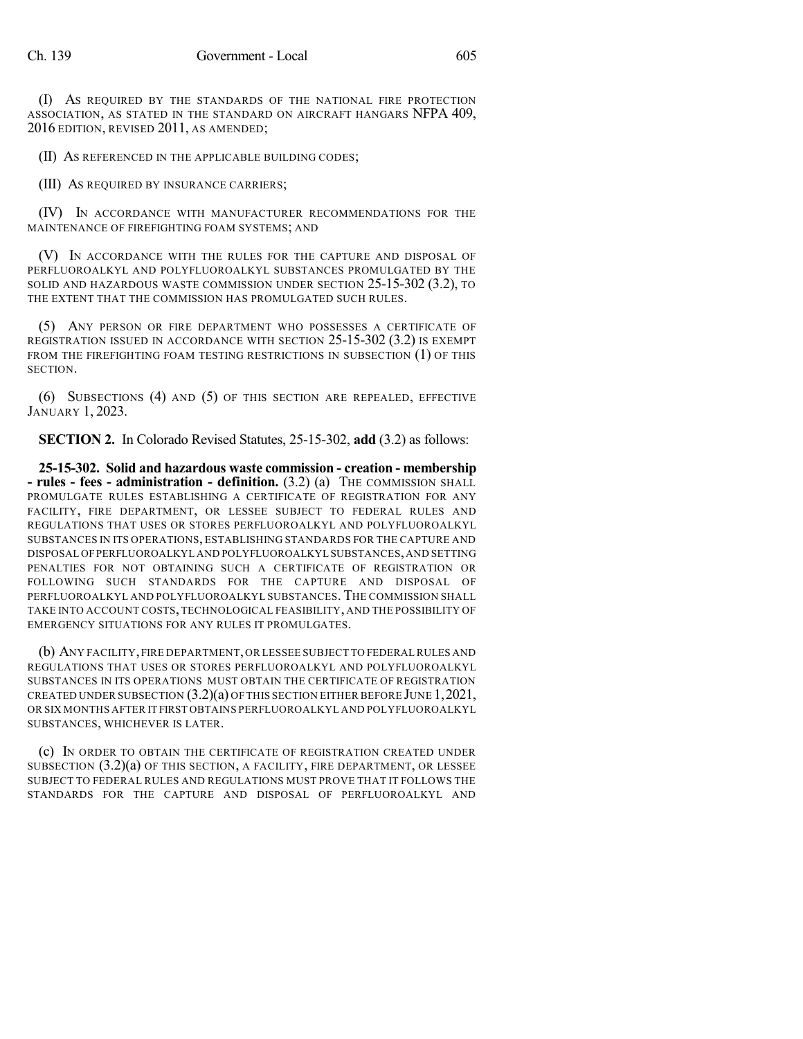(I) AS REQUIRED BY THE STANDARDS OF THE NATIONAL FIRE PROTECTION ASSOCIATION, AS STATED IN THE STANDARD ON AIRCRAFT HANGARS NFPA 409, 2016 EDITION, REVISED 2011, AS AMENDED;

(II) AS REFERENCED IN THE APPLICABLE BUILDING CODES;

(III) AS REQUIRED BY INSURANCE CARRIERS;

(IV) IN ACCORDANCE WITH MANUFACTURER RECOMMENDATIONS FOR THE MAINTENANCE OF FIREFIGHTING FOAM SYSTEMS; AND

(V) IN ACCORDANCE WITH THE RULES FOR THE CAPTURE AND DISPOSAL OF PERFLUOROALKYL AND POLYFLUOROALKYL SUBSTANCES PROMULGATED BY THE SOLID AND HAZARDOUS WASTE COMMISSION UNDER SECTION 25-15-302 (3.2), TO THE EXTENT THAT THE COMMISSION HAS PROMULGATED SUCH RULES.

(5) ANY PERSON OR FIRE DEPARTMENT WHO POSSESSES A CERTIFICATE OF REGISTRATION ISSUED IN ACCORDANCE WITH SECTION 25-15-302 (3.2) IS EXEMPT FROM THE FIREFIGHTING FOAM TESTING RESTRICTIONS IN SUBSECTION (1) OF THIS SECTION.

(6) SUBSECTIONS (4) AND (5) OF THIS SECTION ARE REPEALED, EFFECTIVE JANUARY 1, 2023.

**SECTION 2.** In Colorado Revised Statutes, 25-15-302, **add** (3.2) as follows:

**25-15-302. Solid and hazardous waste commission - creation - membership - rules - fees - administration - definition.** (3.2) (a) THE COMMISSION SHALL PROMULGATE RULES ESTABLISHING A CERTIFICATE OF REGISTRATION FOR ANY FACILITY, FIRE DEPARTMENT, OR LESSEE SUBJECT TO FEDERAL RULES AND REGULATIONS THAT USES OR STORES PERFLUOROALKYL AND POLYFLUOROALKYL SUBSTANCES IN ITS OPERATIONS, ESTABLISHING STANDARDS FOR THE CAPTURE AND DISPOSAL OF PERFLUOROALKYL AND POLYFLUOROALKYL SUBSTANCES, AND SETTING PENALTIES FOR NOT OBTAINING SUCH A CERTIFICATE OF REGISTRATION OR FOLLOWING SUCH STANDARDS FOR THE CAPTURE AND DISPOSAL OF PERFLUOROALKYL AND POLYFLUOROALKYL SUBSTANCES. THE COMMISSION SHALL TAKE INTO ACCOUNT COSTS, TECHNOLOGICAL FEASIBILITY, AND THE POSSIBILITY OF EMERGENCY SITUATIONS FOR ANY RULES IT PROMULGATES.

(b) ANY FACILITY, FIRE DEPARTMENT, OR LESSEE SUBJECT TO FEDERAL RULES AND REGULATIONS THAT USES OR STORES PERFLUOROALKYL AND POLYFLUOROALKYL SUBSTANCES IN ITS OPERATIONS MUST OBTAIN THE CERTIFICATE OF REGISTRATION CREATED UNDER SUBSECTION (3.2)(a) OF THIS SECTION EITHER BEFORE JUNE 1, 2021, OR SIX MONTHS AFTER IT FIRST OBTAINS PERFLUOROALKYL AND POLYFLUOROALKYL SUBSTANCES, WHICHEVER IS LATER.

(c) IN ORDER TO OBTAIN THE CERTIFICATE OF REGISTRATION CREATED UNDER SUBSECTION (3.2)(a) OF THIS SECTION, A FACILITY, FIRE DEPARTMENT, OR LESSEE SUBJECT TO FEDERAL RULES AND REGULATIONS MUST PROVE THAT IT FOLLOWS THE STANDARDS FOR THE CAPTURE AND DISPOSAL OF PERFLUOROALKYL AND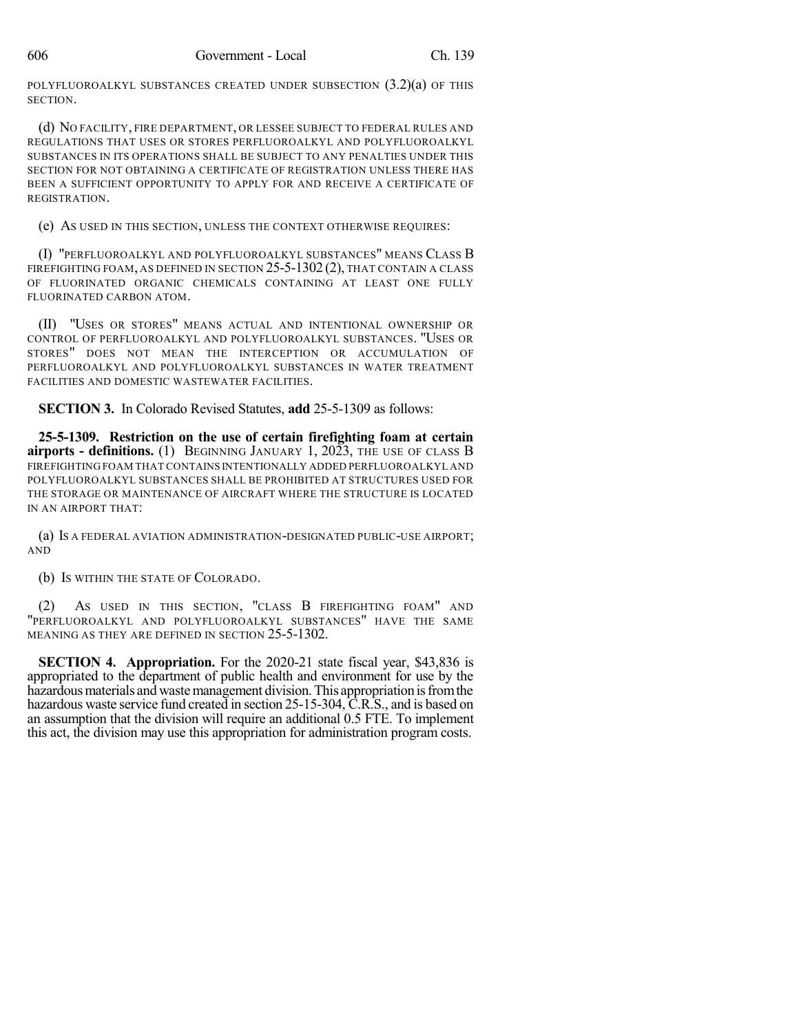POLYFLUOROALKYL SUBSTANCES CREATED UNDER SUBSECTION (3.2)(a) OF THIS SECTION.

(d) NO FACILITY, FIRE DEPARTMENT, OR LESSEE SUBJECT TO FEDERAL RULES AND REGULATIONS THAT USES OR STORES PERFLUOROALKYL AND POLYFLUOROALKYL SUBSTANCES IN ITS OPERATIONS SHALL BE SUBJECT TO ANY PENALTIES UNDER THIS SECTION FOR NOT OBTAINING A CERTIFICATE OF REGISTRATION UNLESS THERE HAS BEEN A SUFFICIENT OPPORTUNITY TO APPLY FOR AND RECEIVE A CERTIFICATE OF REGISTRATION.

(e) AS USED IN THIS SECTION, UNLESS THE CONTEXT OTHERWISE REQUIRES:

(I) "PERFLUOROALKYL AND POLYFLUOROALKYL SUBSTANCES" MEANS CLASS B FIREFIGHTING FOAM, AS DEFINED IN SECTION 25-5-1302 (2), THAT CONTAIN A CLASS OF FLUORINATED ORGANIC CHEMICALS CONTAINING AT LEAST ONE FULLY FLUORINATED CARBON ATOM.

(II) "USES OR STORES" MEANS ACTUAL AND INTENTIONAL OWNERSHIP OR CONTROL OF PERFLUOROALKYL AND POLYFLUOROALKYL SUBSTANCES. "USES OR STORES" DOES NOT MEAN THE INTERCEPTION OR ACCUMULATION OF PERFLUOROALKYL AND POLYFLUOROALKYL SUBSTANCES IN WATER TREATMENT FACILITIES AND DOMESTIC WASTEWATER FACILITIES.

**SECTION 3.** In Colorado Revised Statutes, **add** 25-5-1309 as follows:

**25-5-1309. Restriction on the use of certain firefighting foam at certain airports - definitions.** (1) BEGINNING JANUARY 1, 2023, THE USE OF CLASS B FIREFIGHTING FOAM THAT CONTAINS INTENTIONALLY ADDED PERFLUOROALKYL AND POLYFLUOROALKYL SUBSTANCES SHALL BE PROHIBITED AT STRUCTURES USED FOR THE STORAGE OR MAINTENANCE OF AIRCRAFT WHERE THE STRUCTURE IS LOCATED IN AN AIRPORT THAT:

(a) IS A FEDERAL AVIATION ADMINISTRATION-DESIGNATED PUBLIC-USE AIRPORT; AND

(b) IS WITHIN THE STATE OF COLORADO.

(2) AS USED IN THIS SECTION, "CLASS B FIREFIGHTING FOAM" AND "PERFLUOROALKYL AND POLYFLUOROALKYL SUBSTANCES" HAVE THE SAME MEANING AS THEY ARE DEFINED IN SECTION 25-5-1302.

**SECTION 4. Appropriation.** For the 2020-21 state fiscal year, $43,836 is appropriated to the department of public health and environment for use by the hazardous materials and waste management division. This appropriation is from the hazardous waste service fund created in section 25-15-304, C.R.S., and is based on an assumption that the division will require an additional 0.5 FTE. To implement this act, the division may use this appropriation for administration program costs.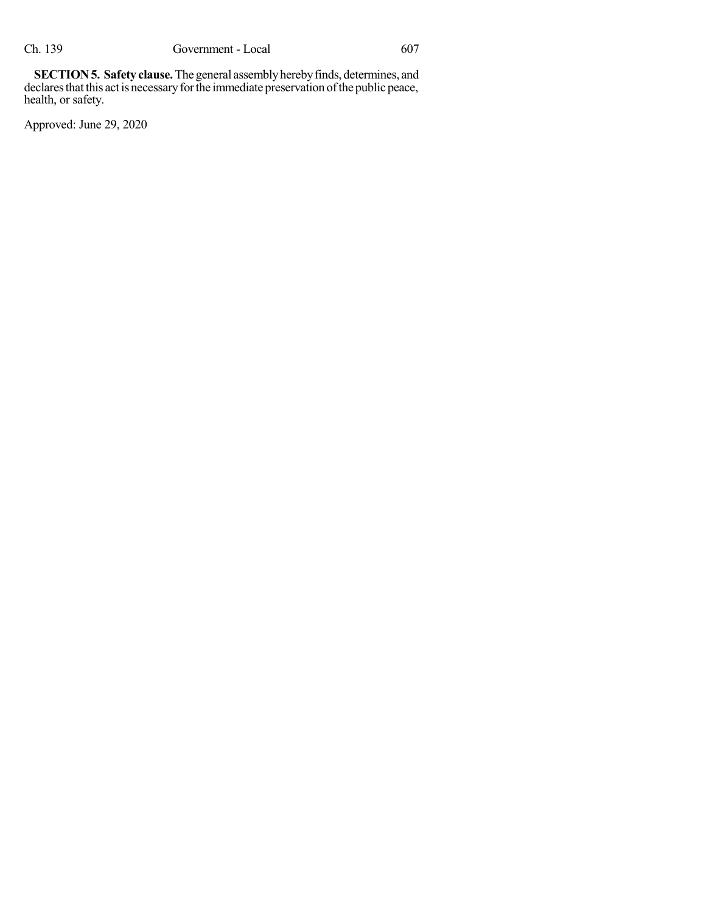**SECTION 5. Safety clause.** The general assembly hereby finds, determines, and declares that this act is necessary for the immediate preservation of the public peace, health, or safety.

Approved: June 29, 2020